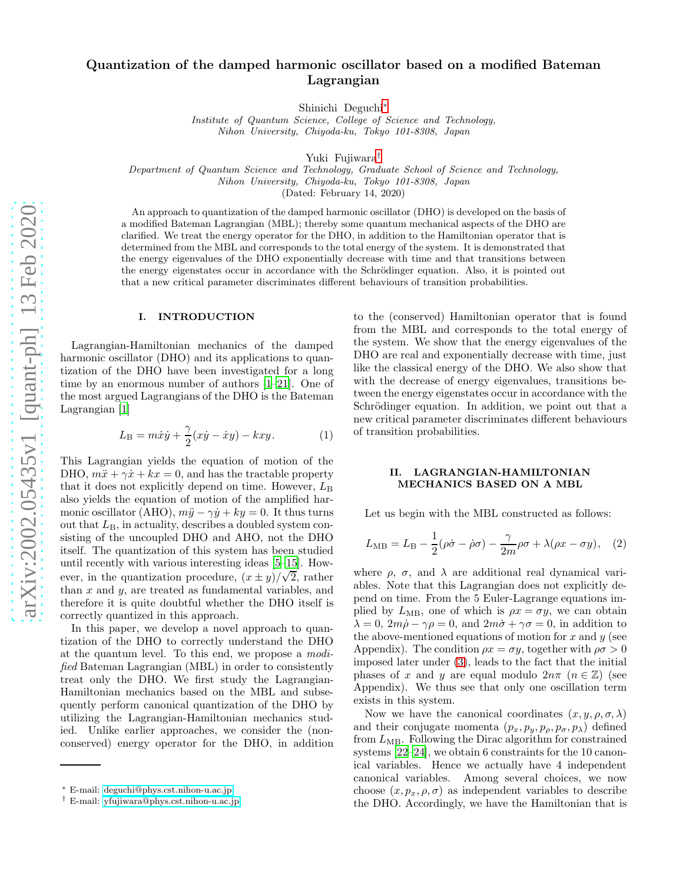# Quantization of the damped harmonic oscillator based on a modified Bateman Lagrangian

Shinichi Deguchi*

*Institute of Quantum Science, College of Science and Technology, Nihon University, Chiyoda-ku, Tokyo 101-8308, Japan*

Yuki Fujiwara†

*Department of Quantum Science and Technology, Graduate School of Science and Technology, Nihon University, Chiyoda-ku, Tokyo 101-8308, Japan*

(Dated: February 14, 2020)

An approach to quantization of the damped harmonic oscillator (DHO) is developed on the basis of a modified Bateman Lagrangian (MBL); thereby some quantum mechanical aspects of the DHO are clarified. We treat the energy operator for the DHO, in addition to the Hamiltonian operator that is determined from the MBL and corresponds to the total energy of the system. It is demonstrated that the energy eigenvalues of the DHO exponentially decrease with time and that transitions between the energy eigenstates occur in accordance with the Schrödinger equation. Also, it is pointed out that a new critical parameter discriminates different behaviours of transition probabilities.

## I. INTRODUCTION

Lagrangian-Hamiltonian mechanics of the damped harmonic oscillator (DHO) and its applications to quantization of the DHO have been investigated for a long time by an enormous number of authors [1–21]. One of the most argued Lagrangians of the DHO is the Bateman Lagrangian [1]

$$L_{\rm B} = m\dot{x}\dot{y} + \frac{\gamma}{2}(x\dot{y} - \dot{x}y) - kxy. \tag{1}$$

This Lagrangian yields the equation of motion of the DHO, $m\ddot{x} + \gamma\dot{x} + kx = 0$, and has the tractable property that it does not explicitly depend on time. However, $L_{\rm B}$ also yields the equation of motion of the amplified harmonic oscillator (AHO), $m\ddot{y} - \gamma\dot{y} + ky = 0$. It thus turns out that $L_{\rm B}$, in actuality, describes a doubled system consisting of the uncoupled DHO and AHO, not the DHO itself. The quantization of this system has been studied until recently with various interesting ideas [5–15]. However, in the quantization procedure, $(x \pm y)/\sqrt{2}$, rather than $x$ and $y$, are treated as fundamental variables, and therefore it is quite doubtful whether the DHO itself is correctly quantized in this approach.

In this paper, we develop a novel approach to quantization of the DHO to correctly understand the DHO at the quantum level. To this end, we propose a *modified* Bateman Lagrangian (MBL) in order to consistently treat only the DHO. We first study the Lagrangian-Hamiltonian mechanics based on the MBL and subsequently perform canonical quantization of the DHO by utilizing the Lagrangian-Hamiltonian mechanics studied. Unlike earlier approaches, we consider the (non-conserved) energy operator for the DHO, in addition to the (conserved) Hamiltonian operator that is found from the MBL and corresponds to the total energy of the system. We show that the energy eigenvalues of the DHO are real and exponentially decrease with time, just like the classical energy of the DHO. We also show that with the decrease of energy eigenvalues, transitions between the energy eigenstates occur in accordance with the Schrödinger equation. In addition, we point out that a new critical parameter discriminates different behaviours of transition probabilities.

## II. LAGRANGIAN-HAMILTONIAN MECHANICS BASED ON A MBL

Let us begin with the MBL constructed as follows:

$$L_{\rm MB} = L_{\rm B} - \frac{1}{2}(\rho\dot{\sigma} - \dot{\rho}\sigma) - \frac{\gamma}{2m}\rho\sigma + \lambda(\rho x - \sigma y), \tag{2}$$

where $\rho$, $\sigma$, and $\lambda$ are additional real dynamical variables. Note that this Lagrangian does not explicitly depend on time. From the 5 Euler-Lagrange equations implied by $L_{\rm MB}$, one of which is $\rho x = \sigma y$, we can obtain $\lambda = 0$, $2m\dot{\rho} - \gamma\rho = 0$, and $2m\dot{\sigma} + \gamma\sigma = 0$, in addition to the above-mentioned equations of motion for $x$ and $y$ (see Appendix). The condition $\rho x = \sigma y$, together with $\rho\sigma > 0$ imposed later under condition (3), leads to the fact that the initial phases of $x$ and $y$ are equal modulo $2n\pi$ ($n \in \mathbb{Z}$) (see Appendix). We thus see that only one oscillation term exists in this system.

Now we have the canonical coordinates $(x, y, \rho, \sigma, \lambda)$ and their conjugate momenta $(p_x, p_y, p_\rho, p_\sigma, p_\lambda)$ defined from $L_{\rm MB}$. Following the Dirac algorithm for constrained systems [22–24], we obtain 6 constraints for the 10 canonical variables. Hence we actually have 4 independent canonical variables. Among several choices, we now choose $(x, p_x, \rho, \sigma)$ as independent variables to describe the DHO. Accordingly, we have the Hamiltonian that is

* E-mail: deguchi@phys.cst.nihon-u.ac.jp
† E-mail: yfujiwara@phys.cst.nihon-u.ac.jp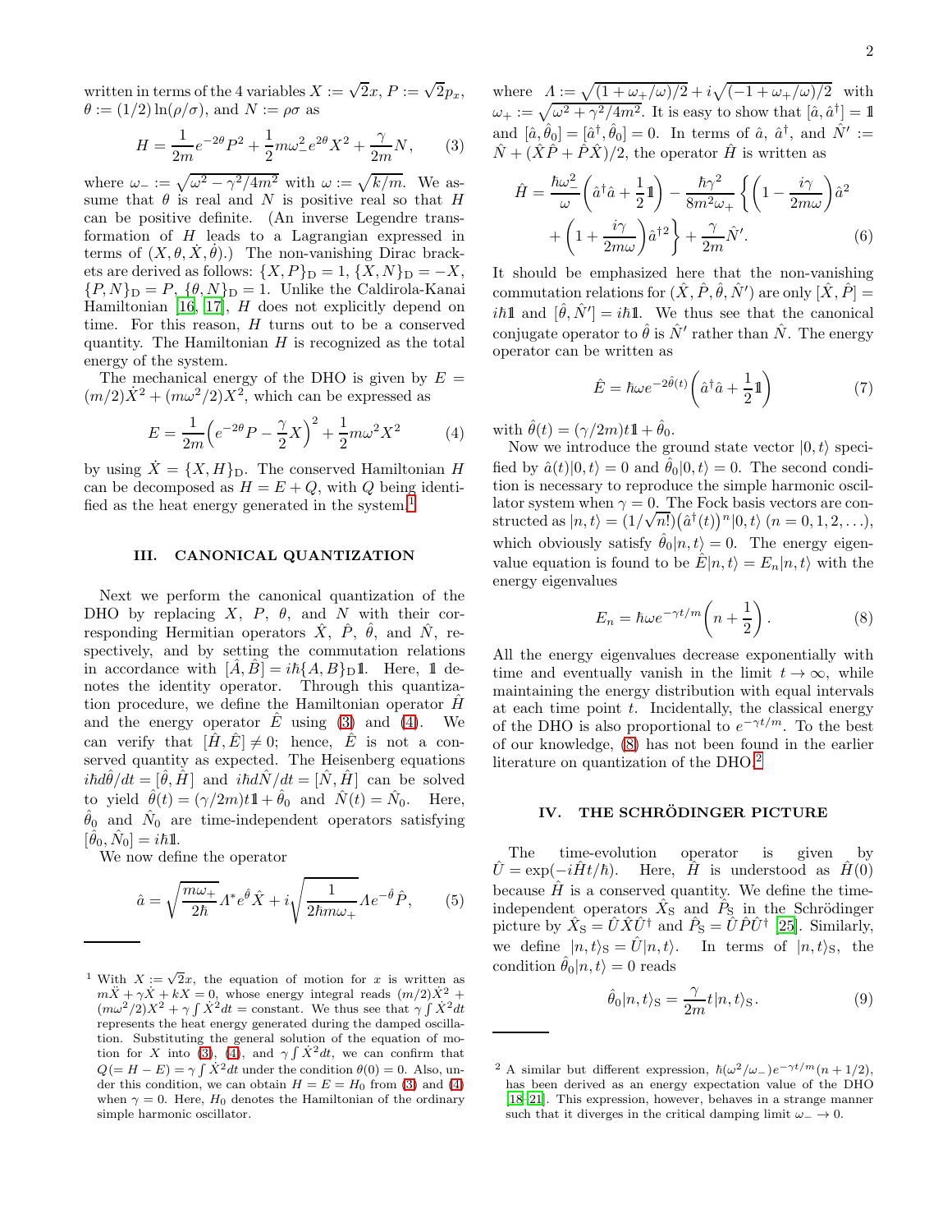written in terms of the 4 variables $X := \sqrt{2}x$, $P := \sqrt{2}p_x$, $\theta := (1/2)\ln(\rho/\sigma)$, and $N := \rho\sigma$ as

$$H = \frac{1}{2m}e^{-2\theta}P^2 + \frac{1}{2}m\omega_-^2 e^{2\theta}X^2 + \frac{\gamma}{2m}N, \tag{3}$$

where $\omega_- := \sqrt{\omega^2 - \gamma^2/4m^2}$ with $\omega := \sqrt{k/m}$. We assume that $\theta$ is real and $N$ is positive real so that $H$ can be positive definite. (An inverse Legendre transformation of $H$ leads to a Lagrangian expressed in terms of $(X, \theta, \dot{X}, \dot{\theta})$.) The non-vanishing Dirac brackets are derived as follows: $\{X, P\}_{\rm D} = 1$, $\{X, N\}_{\rm D} = -X$, $\{P, N\}_{\rm D} = P$, $\{\theta, N\}_{\rm D} = 1$. Unlike the Caldirola-Kanai Hamiltonian [16, 17], $H$ does not explicitly depend on time. For this reason, $H$ turns out to be a conserved quantity. The Hamiltonian $H$ is recognized as the total energy of the system.

The mechanical energy of the DHO is given by $E = (m/2)\dot{X}^2 + (m\omega^2/2)X^2$, which can be expressed as

$$E = \frac{1}{2m}\Big(e^{-2\theta}P - \frac{\gamma}{2}X\Big)^2 + \frac{1}{2}m\omega^2 X^2 \tag{4}$$

by using $\dot{X} = \{X, H\}_{\rm D}$. The conserved Hamiltonian $H$ can be decomposed as $H = E + Q$, with $Q$ being identified as the heat energy generated in the system.[1]

## III. CANONICAL QUANTIZATION

Next we perform the canonical quantization of the DHO by replacing $X$, $P$, $\theta$, and $N$ with their corresponding Hermitian operators $\hat{X}$, $\hat{P}$, $\hat{\theta}$, and $\hat{N}$, respectively, and by setting the commutation relations in accordance with $[\hat{A}, \hat{B}] = i\hbar\{A, B\}_{\rm D}\mathbb{1}$. Here, $\mathbb{1}$ denotes the identity operator. Through this quantization procedure, we define the Hamiltonian operator $\hat{H}$ and the energy operator $\hat{E}$ using (3) and (4). We can verify that $[\hat{H}, \hat{E}] \neq 0$; hence, $\hat{E}$ is not a conserved quantity as expected. The Heisenberg equations $i\hbar d\hat{\theta}/dt = [\hat{\theta}, \hat{H}]$ and $i\hbar d\hat{N}/dt = [\hat{N}, \hat{H}]$ can be solved to yield $\hat{\theta}(t) = (\gamma/2m)t\mathbb{1} + \hat{\theta}_0$ and $\hat{N}(t) = \hat{N}_0$. Here, $\hat{\theta}_0$ and $\hat{N}_0$ are time-independent operators satisfying $[\hat{\theta}_0, \hat{N}_0] = i\hbar\mathbb{1}$.

We now define the operator

$$\hat{a} = \sqrt{\frac{m\omega_+}{2\hbar}}\Lambda^* e^{\hat{\theta}}\hat{X} + i\sqrt{\frac{1}{2\hbar m\omega_+}}\Lambda e^{-\hat{\theta}}\hat{P}, \tag{5}$$

where $\Lambda := \sqrt{(1+\omega_+/\omega)/2} + i\sqrt{(-1+\omega_+/\omega)/2}$ with $\omega_+ := \sqrt{\omega^2 + \gamma^2/4m^2}$. It is easy to show that $[\hat{a}, \hat{a}^\dagger] = \mathbb{1}$ and $[\hat{a}, \hat{\theta}_0] = [\hat{a}^\dagger, \hat{\theta}_0] = 0$. In terms of $\hat{a}$, $\hat{a}^\dagger$, and $\hat{N}' := \hat{N} + (\hat{X}\hat{P} + \hat{P}\hat{X})/2$, the operator $\hat{H}$ is written as

$$\hat{H} = \frac{\hbar\omega_-^2}{\omega}\Big(\hat{a}^\dagger\hat{a} + \frac{1}{2}\mathbb{1}\Big) - \frac{\hbar\gamma^2}{8m^2\omega_+}\bigg\{\Big(1 - \frac{i\gamma}{2m\omega}\Big)\hat{a}^2 + \Big(1 + \frac{i\gamma}{2m\omega}\Big)\hat{a}^{\dagger 2}\bigg\} + \frac{\gamma}{2m}\hat{N}'. \tag{6}$$

It should be emphasized here that the non-vanishing commutation relations for $(\hat{X}, \hat{P}, \hat{\theta}, \hat{N}')$ are only $[\hat{X}, \hat{P}] = i\hbar\mathbb{1}$ and $[\hat{\theta}, \hat{N}'] = i\hbar\mathbb{1}$. We thus see that the canonical conjugate operator to $\hat{\theta}$ is $\hat{N}'$ rather than $\hat{N}$. The energy operator can be written as

$$\hat{E} = \hbar\omega e^{-2\hat{\theta}(t)}\Big(\hat{a}^\dagger\hat{a} + \frac{1}{2}\mathbb{1}\Big) \tag{7}$$

with $\hat{\theta}(t) = (\gamma/2m)t\mathbb{1} + \hat{\theta}_0$.

Now we introduce the ground state vector $|0, t\rangle$ specified by $\hat{a}(t)|0, t\rangle = 0$ and $\hat{\theta}_0|0, t\rangle = 0$. The second condition is necessary to reproduce the simple harmonic oscillator system when $\gamma = 0$. The Fock basis vectors are constructed as $|n, t\rangle = (1/\sqrt{n!})\big(\hat{a}^\dagger(t)\big)^n|0, t\rangle$ $(n = 0, 1, 2, \ldots)$, which obviously satisfy $\hat{\theta}_0|n, t\rangle = 0$. The energy eigenvalue equation is found to be $\hat{E}|n, t\rangle = E_n|n, t\rangle$ with the energy eigenvalues

$$E_n = \hbar\omega e^{-\gamma t/m}\Big(n + \frac{1}{2}\Big). \tag{8}$$

All the energy eigenvalues decrease exponentially with time and eventually vanish in the limit $t \to \infty$, while maintaining the energy distribution with equal intervals at each time point $t$. Incidentally, the classical energy of the DHO is also proportional to $e^{-\gamma t/m}$. To the best of our knowledge, (8) has not been found in the earlier literature on quantization of the DHO.[2]

## IV. THE SCHRÖDINGER PICTURE

The time-evolution operator is given by $\hat{U} = \exp(-i\hat{H}t/\hbar)$. Here, $\hat{H}$ is understood as $\hat{H}(0)$ because $\hat{H}$ is a conserved quantity. We define the time-independent operators $\hat{X}_{\rm S}$ and $\hat{P}_{\rm S}$ in the Schrödinger picture by $\hat{X}_{\rm S} = \hat{U}\hat{X}\hat{U}^\dagger$ and $\hat{P}_{\rm S} = \hat{U}\hat{P}\hat{U}^\dagger$ [25]. Similarly, we define $|n, t\rangle_{\rm S} = \hat{U}|n, t\rangle$. In terms of $|n, t\rangle_{\rm S}$, the condition $\hat{\theta}_0|n, t\rangle = 0$ reads

$$\hat{\theta}_0|n, t\rangle_{\rm S} = \frac{\gamma}{2m}t|n, t\rangle_{\rm S}. \tag{9}$$

---

[1] With $X := \sqrt{2}x$, the equation of motion for $x$ is written as $m\ddot{X} + \gamma\dot{X} + kX = 0$, whose energy integral reads $(m/2)\dot{X}^2 + (m\omega^2/2)X^2 + \gamma\int\dot{X}^2 dt$ = constant. We thus see that $\gamma\int\dot{X}^2 dt$ represents the heat energy generated during the damped oscillation. Substituting the general solution of the equation of motion for $X$ into (3), (4), and $\gamma\int\dot{X}^2 dt$, we can confirm that $Q(= H - E) = \gamma\int\dot{X}^2 dt$ under the condition $\theta(0) = 0$. Also, under this condition, we can obtain $H = E = H_0$ from (3) and (4) when $\gamma = 0$. Here, $H_0$ denotes the Hamiltonian of the ordinary simple harmonic oscillator.

[2] A similar but different expression, $\hbar(\omega^2/\omega_-)e^{-\gamma t/m}(n + 1/2)$, has been derived as an energy expectation value of the DHO [18–21]. This expression, however, behaves in a strange manner such that it diverges in the critical damping limit $\omega_- \to 0$.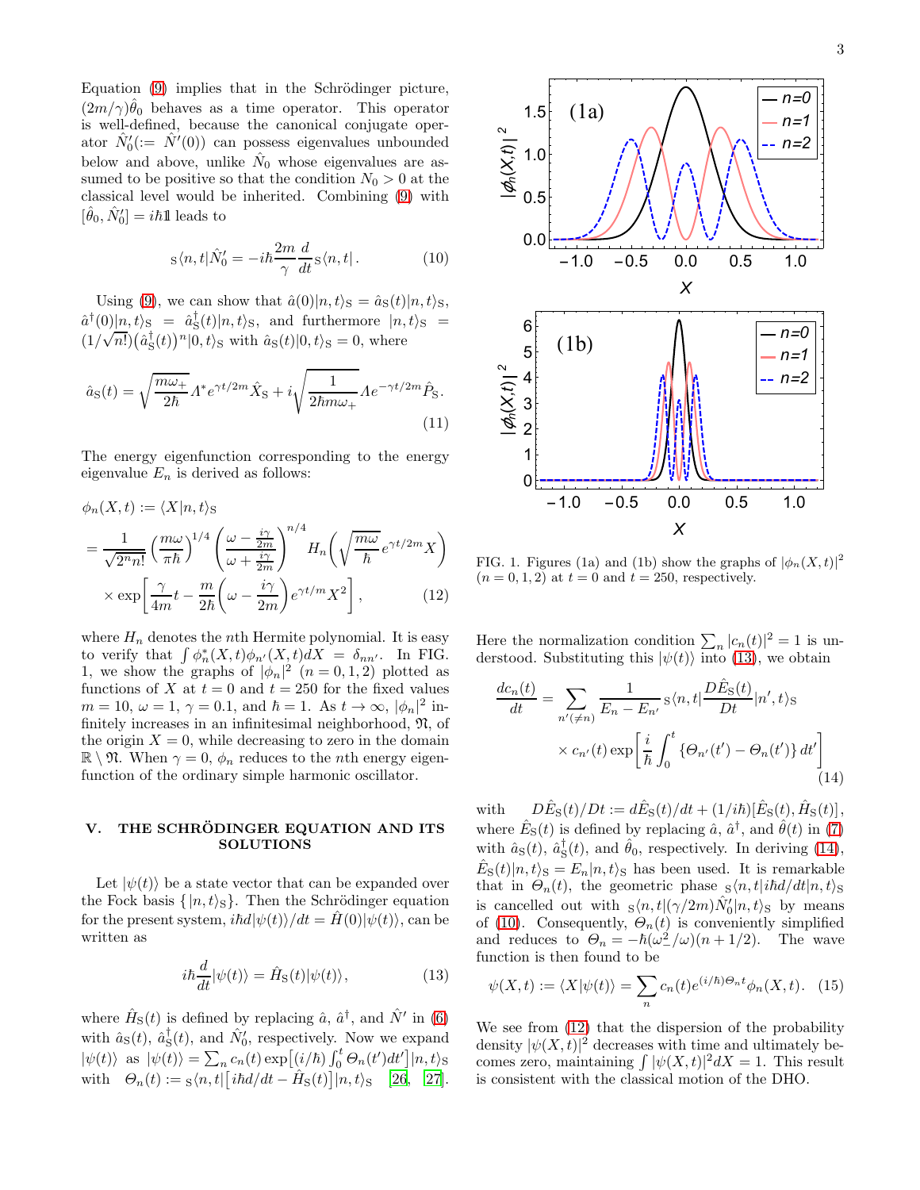Equation (9) implies that in the Schrödinger picture, $(2m/\gamma)\hat{\theta}_0$ behaves as a time operator. This operator is well-defined, because the canonical conjugate operator $\hat{N}'_0(:= \hat{N}'(0))$ can possess eigenvalues unbounded below and above, unlike $\hat{N}_0$ whose eigenvalues are assumed to be positive so that the condition $N_0 > 0$ at the classical level would be inherited. Combining (9) with $[\hat{\theta}_0, \hat{N}'_0] = i\hbar \mathbb{1}$ leads to

$$
{}_{\mathrm{S}}\langle n, t|\hat{N}'_0 = -i\hbar \frac{2m}{\gamma}\frac{d}{dt}{}_{\mathrm{S}}\langle n, t| . \tag{10}
$$

Using (9), we can show that $\hat{a}(0)|n, t\rangle_{\mathrm{S}} = \hat{a}_{\mathrm{S}}(t)|n, t\rangle_{\mathrm{S}}$, $\hat{a}^\dagger(0)|n, t\rangle_{\mathrm{S}} = \hat{a}^\dagger_{\mathrm{S}}(t)|n, t\rangle_{\mathrm{S}}$, and furthermore $|n, t\rangle_{\mathrm{S}} = (1/\sqrt{n!})\big(\hat{a}^\dagger_{\mathrm{S}}(t)\big)^n|0, t\rangle_{\mathrm{S}}$ with $\hat{a}_{\mathrm{S}}(t)|0, t\rangle_{\mathrm{S}} = 0$, where

$$
\hat{a}_{\mathrm{S}}(t) = \sqrt{\frac{m\omega_+}{2\hbar}}\varLambda^* e^{\gamma t/2m}\hat{X}_{\mathrm{S}} + i\sqrt{\frac{1}{2\hbar m\omega_+}}\varLambda e^{-\gamma t/2m}\hat{P}_{\mathrm{S}}. \tag{11}
$$

The energy eigenfunction corresponding to the energy eigenvalue $E_n$ is derived as follows:

$$
\begin{aligned}
\phi_n(X, t) &:= \langle X|n, t\rangle_{\mathrm{S}} \\
&= \frac{1}{\sqrt{2^n n!}}\left(\frac{m\omega}{\pi\hbar}\right)^{1/4}\left(\frac{\omega - \frac{i\gamma}{2m}}{\omega + \frac{i\gamma}{2m}}\right)^{n/4} H_n\!\left(\sqrt{\frac{m\omega}{\hbar}}e^{\gamma t/2m}X\right) \\
&\quad\times \exp\!\left[\frac{\gamma}{4m}t - \frac{m}{2\hbar}\left(\omega - \frac{i\gamma}{2m}\right)e^{\gamma t/m}X^2\right],
\end{aligned} \tag{12}
$$

where $H_n$ denotes the $n$th Hermite polynomial. It is easy to verify that $\int \phi^*_n(X, t)\phi_{n'}(X, t)dX = \delta_{nn'}$. In FIG. 1, we show the graphs of $|\phi_n|^2$ $(n = 0, 1, 2)$ plotted as functions of $X$ at $t = 0$ and $t = 250$ for the fixed values $m = 10$, $\omega = 1$, $\gamma = 0.1$, and $\hbar = 1$. As $t \to \infty$, $|\phi_n|^2$ infinitely increases in an infinitesimal neighborhood, $\mathfrak{N}$, of the origin $X = 0$, while decreasing to zero in the domain $\mathbb{R} \setminus \mathfrak{N}$. When $\gamma = 0$, $\phi_n$ reduces to the $n$th energy eigenfunction of the ordinary simple harmonic oscillator.

FIG. 1. Figures (1a) and (1b) show the graphs of $|\phi_n(X, t)|^2$ $(n = 0, 1, 2)$ at $t = 0$ and $t = 250$, respectively.

## V. THE SCHRÖDINGER EQUATION AND ITS SOLUTIONS

Let $|\psi(t)\rangle$ be a state vector that can be expanded over the Fock basis $\{|n, t\rangle_{\mathrm{S}}\}$. Then the Schrödinger equation for the present system, $i\hbar d|\psi(t)\rangle/dt = \hat{H}(0)|\psi(t)\rangle$, can be written as

$$
i\hbar\frac{d}{dt}|\psi(t)\rangle = \hat{H}_{\mathrm{S}}(t)|\psi(t)\rangle, \tag{13}
$$

where $\hat{H}_{\mathrm{S}}(t)$ is defined by replacing $\hat{a}$, $\hat{a}^\dagger$, and $\hat{N}'$ in (6) with $\hat{a}_{\mathrm{S}}(t)$, $\hat{a}^\dagger_{\mathrm{S}}(t)$, and $\hat{N}'_0$, respectively. Now we expand $|\psi(t)\rangle$ as $|\psi(t)\rangle = \sum_n c_n(t)\exp\!\big[(i/\hbar)\int_0^t \Theta_n(t')dt'\big]|n, t\rangle_{\mathrm{S}}$ with $\Theta_n(t) := {}_{\mathrm{S}}\langle n, t|\big[i\hbar d/dt - \hat{H}_{\mathrm{S}}(t)\big]|n, t\rangle_{\mathrm{S}}$ [26, 27]. Here the normalization condition $\sum_n |c_n(t)|^2 = 1$ is understood. Substituting this $|\psi(t)\rangle$ into (13), we obtain

$$
\begin{aligned}
\frac{dc_n(t)}{dt} = \sum_{n'(\neq n)} &\frac{1}{E_n - E_{n'}}\,{}_{\mathrm{S}}\langle n, t|\frac{D\hat{E}_{\mathrm{S}}(t)}{Dt}|n', t\rangle_{\mathrm{S}} \\
&\times c_{n'}(t)\exp\!\left[\frac{i}{\hbar}\int_0^t \{\Theta_{n'}(t') - \Theta_n(t')\}\,dt'\right]
\end{aligned} \tag{14}
$$

with $D\hat{E}_{\mathrm{S}}(t)/Dt := d\hat{E}_{\mathrm{S}}(t)/dt + (1/i\hbar)[\hat{E}_{\mathrm{S}}(t), \hat{H}_{\mathrm{S}}(t)]$, where $\hat{E}_{\mathrm{S}}(t)$ is defined by replacing $\hat{a}$, $\hat{a}^\dagger$, and $\hat{\theta}(t)$ in (7) with $\hat{a}_{\mathrm{S}}(t)$, $\hat{a}^\dagger_{\mathrm{S}}(t)$, and $\hat{\theta}_0$, respectively. In deriving (14), $\hat{E}_{\mathrm{S}}(t)|n, t\rangle_{\mathrm{S}} = E_n|n, t\rangle_{\mathrm{S}}$ has been used. It is remarkable that in $\Theta_n(t)$, the geometric phase ${}_{\mathrm{S}}\langle n, t|i\hbar d/dt|n, t\rangle_{\mathrm{S}}$ is cancelled out with ${}_{\mathrm{S}}\langle n, t|(\gamma/2m)\hat{N}'_0|n, t\rangle_{\mathrm{S}}$ by means of (10). Consequently, $\Theta_n(t)$ is conveniently simplified and reduces to $\Theta_n = -\hbar(\omega_-^2/\omega)(n + 1/2)$. The wave function is then found to be

$$
\psi(X, t) := \langle X|\psi(t)\rangle = \sum_n c_n(t)e^{(i/\hbar)\Theta_n t}\phi_n(X, t). \tag{15}
$$

We see from (12) that the dispersion of the probability density $|\psi(X, t)|^2$ decreases with time and ultimately becomes zero, maintaining $\int |\psi(X, t)|^2 dX = 1$. This result is consistent with the classical motion of the DHO.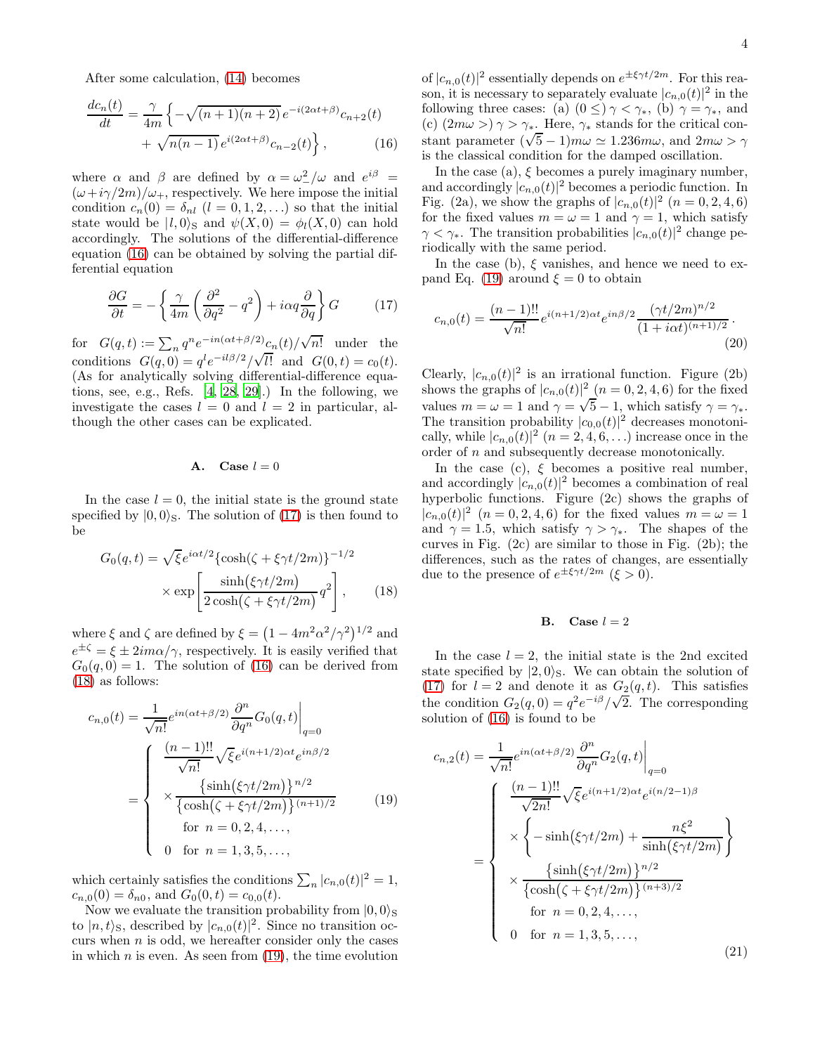After some calculation, (14) becomes

$$\frac{dc_n(t)}{dt} = \frac{\gamma}{4m}\Big\{-\sqrt{(n+1)(n+2)}\,e^{-i(2\alpha t+\beta)}c_{n+2}(t) + \sqrt{n(n-1)}\,e^{i(2\alpha t+\beta)}c_{n-2}(t)\Big\}, \tag{16}$$

where $\alpha$ and $\beta$ are defined by $\alpha = \omega_-^2/\omega$ and $e^{i\beta} = (\omega + i\gamma/2m)/\omega_+$, respectively. We here impose the initial condition $c_n(0) = \delta_{nl}$ $(l = 0, 1, 2, \ldots)$ so that the initial state would be $|l, 0\rangle_{\mathrm{S}}$ and $\psi(X, 0) = \phi_l(X, 0)$ can hold accordingly. The solutions of the differential-difference equation (16) can be obtained by solving the partial differential equation

$$\frac{\partial G}{\partial t} = -\left\{\frac{\gamma}{4m}\left(\frac{\partial^2}{\partial q^2} - q^2\right) + i\alpha q\frac{\partial}{\partial q}\right\}G \tag{17}$$

for $G(q,t) := \sum_n q^n e^{-in(\alpha t+\beta/2)}c_n(t)/\sqrt{n!}$ under the conditions $G(q,0) = q^l e^{-il\beta/2}/\sqrt{l!}$ and $G(0,t) = c_0(t)$. (As for analytically solving differential-difference equations, see, e.g., Refs. [4, 28, 29].) In the following, we investigate the cases $l = 0$ and $l = 2$ in particular, although the other cases can be explicated.

### A. Case $l = 0$

In the case $l = 0$, the initial state is the ground state specified by $|0, 0\rangle_{\mathrm{S}}$. The solution of (17) is then found to be

$$G_0(q,t) = \sqrt{\xi}\,e^{i\alpha t/2}\{\cosh(\zeta + \xi\gamma t/2m)\}^{-1/2} \times \exp\left[\frac{\sinh(\xi\gamma t/2m)}{2\cosh(\zeta + \xi\gamma t/2m)}q^2\right], \tag{18}$$

where $\xi$ and $\zeta$ are defined by $\xi = \left(1 - 4m^2\alpha^2/\gamma^2\right)^{1/2}$ and $e^{\pm\zeta} = \xi \pm 2im\alpha/\gamma$, respectively. It is easily verified that $G_0(q,0) = 1$. The solution of (16) can be derived from (18) as follows:

$$c_{n,0}(t) = \frac{1}{\sqrt{n!}}e^{in(\alpha t+\beta/2)}\frac{\partial^n}{\partial q^n}G_0(q,t)\bigg|_{q=0} = \begin{cases} \dfrac{(n-1)!!}{\sqrt{n!}}\sqrt{\xi}\,e^{i(n+1/2)\alpha t}e^{in\beta/2} \times \dfrac{\{\sinh(\xi\gamma t/2m)\}^{n/2}}{\{\cosh(\zeta + \xi\gamma t/2m)\}^{(n+1)/2}} & \text{for } n = 0, 2, 4, \ldots, \\ 0 & \text{for } n = 1, 3, 5, \ldots, \end{cases} \tag{19}$$

which certainly satisfies the conditions $\sum_n |c_{n,0}(t)|^2 = 1$, $c_{n,0}(0) = \delta_{n0}$, and $G_0(0,t) = c_{0,0}(t)$.

Now we evaluate the transition probability from $|0, 0\rangle_{\mathrm{S}}$ to $|n, t\rangle_{\mathrm{S}}$, described by $|c_{n,0}(t)|^2$. Since no transition occurs when $n$ is odd, we hereafter consider only the cases in which $n$ is even. As seen from (19), the time evolution of $|c_{n,0}(t)|^2$ essentially depends on $e^{\pm\xi\gamma t/2m}$. For this reason, it is necessary to separately evaluate $|c_{n,0}(t)|^2$ in the following three cases: (a) $(0 \le)\ \gamma < \gamma_*$, (b) $\gamma = \gamma_*$, and (c) $(2m\omega >)\ \gamma > \gamma_*$. Here, $\gamma_*$ stands for the critical constant parameter $(\sqrt{5} - 1)m\omega \simeq 1.236 m\omega$, and $2m\omega > \gamma$ is the classical condition for the damped oscillation.

In the case (a), $\xi$ becomes a purely imaginary number, and accordingly $|c_{n,0}(t)|^2$ becomes a periodic function. In Fig. (2a), we show the graphs of $|c_{n,0}(t)|^2$ $(n = 0, 2, 4, 6)$ for the fixed values $m = \omega = 1$ and $\gamma = 1$, which satisfy $\gamma < \gamma_*$. The transition probabilities $|c_{n,0}(t)|^2$ change periodically with the same period.

In the case (b), $\xi$ vanishes, and hence we need to expand Eq. (19) around $\xi = 0$ to obtain

$$c_{n,0}(t) = \frac{(n-1)!!}{\sqrt{n!}}e^{i(n+1/2)\alpha t}e^{in\beta/2}\frac{(\gamma t/2m)^{n/2}}{(1 + i\alpha t)^{(n+1)/2}}. \tag{20}$$

Clearly, $|c_{n,0}(t)|^2$ is an irrational function. Figure (2b) shows the graphs of $|c_{n,0}(t)|^2$ $(n = 0, 2, 4, 6)$ for the fixed values $m = \omega = 1$ and $\gamma = \sqrt{5} - 1$, which satisfy $\gamma = \gamma_*$. The transition probability $|c_{0,0}(t)|^2$ decreases monotonically, while $|c_{n,0}(t)|^2$ $(n = 2, 4, 6, \ldots)$ increase once in the order of $n$ and subsequently decrease monotonically.

In the case (c), $\xi$ becomes a positive real number, and accordingly $|c_{n,0}(t)|^2$ becomes a combination of real hyperbolic functions. Figure (2c) shows the graphs of $|c_{n,0}(t)|^2$ $(n = 0, 2, 4, 6)$ for the fixed values $m = \omega = 1$ and $\gamma = 1.5$, which satisfy $\gamma > \gamma_*$. The shapes of the curves in Fig. (2c) are similar to those in Fig. (2b); the differences, such as the rates of changes, are essentially due to the presence of $e^{\pm\xi\gamma t/2m}$ $(\xi > 0)$.

### B. Case $l = 2$

In the case $l = 2$, the initial state is the 2nd excited state specified by $|2, 0\rangle_{\mathrm{S}}$. We can obtain the solution of (17) for $l = 2$ and denote it as $G_2(q,t)$. This satisfies the condition $G_2(q,0) = q^2 e^{-i\beta}/\sqrt{2}$. The corresponding solution of (16) is found to be

$$c_{n,2}(t) = \frac{1}{\sqrt{n!}}e^{in(\alpha t+\beta/2)}\frac{\partial^n}{\partial q^n}G_2(q,t)\bigg|_{q=0} = \begin{cases} \dfrac{(n-1)!!}{\sqrt{2n!}}\sqrt{\xi}\,e^{i(n+1/2)\alpha t}e^{i(n/2-1)\beta} \times \left\{-\sinh(\xi\gamma t/2m) + \dfrac{n\xi^2}{\sinh(\xi\gamma t/2m)}\right\} \times \dfrac{\{\sinh(\xi\gamma t/2m)\}^{n/2}}{\{\cosh(\zeta + \xi\gamma t/2m)\}^{(n+3)/2}} & \text{for } n = 0, 2, 4, \ldots, \\ 0 & \text{for } n = 1, 3, 5, \ldots, \end{cases} \tag{21}$$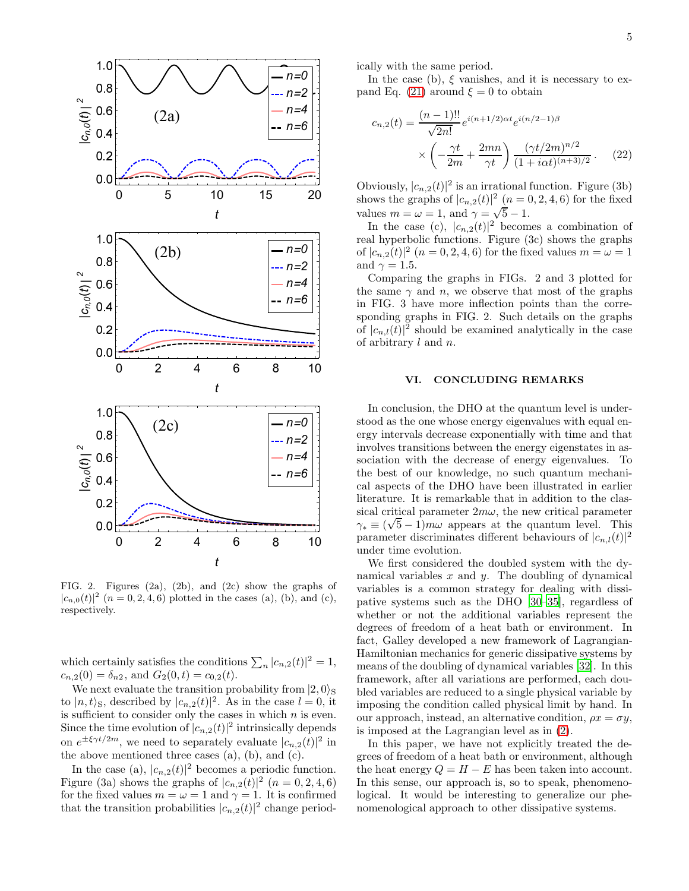FIG. 2. Figures (2a), (2b), and (2c) show the graphs of $|c_{n,0}(t)|^2$ ($n = 0, 2, 4, 6$) plotted in the cases (a), (b), and (c), respectively.

which certainly satisfies the conditions $\sum_n |c_{n,2}(t)|^2 = 1$, $c_{n,2}(0) = \delta_{n2}$, and $G_2(0,t) = c_{0,2}(t)$.

We next evaluate the transition probability from $|2,0\rangle_{\mathrm{S}}$ to $|n,t\rangle_{\mathrm{S}}$, described by $|c_{n,2}(t)|^2$. As in the case $l = 0$, it is sufficient to consider only the cases in which $n$ is even. Since the time evolution of $|c_{n,2}(t)|^2$ intrinsically depends on $e^{\pm\xi\gamma t/2m}$, we need to separately evaluate $|c_{n,2}(t)|^2$ in the above mentioned three cases (a), (b), and (c).

In the case (a), $|c_{n,2}(t)|^2$ becomes a periodic function. Figure (3a) shows the graphs of $|c_{n,2}(t)|^2$ ($n = 0, 2, 4, 6$) for the fixed values $m = \omega = 1$ and $\gamma = 1$. It is confirmed that the transition probabilities $|c_{n,2}(t)|^2$ change periodically with the same period.

In the case (b), $\xi$ vanishes, and it is necessary to expand Eq. (21) around $\xi = 0$ to obtain

$$c_{n,2}(t) = \frac{(n-1)!!}{\sqrt{2n!}} e^{i(n+1/2)\alpha t} e^{i(n/2-1)\beta} \times \left( -\frac{\gamma t}{2m} + \frac{2mn}{\gamma t} \right) \frac{(\gamma t/2m)^{n/2}}{(1+i\alpha t)^{(n+3)/2}}. \quad (22)$$

Obviously, $|c_{n,2}(t)|^2$ is an irrational function. Figure (3b) shows the graphs of $|c_{n,2}(t)|^2$ ($n = 0, 2, 4, 6$) for the fixed values $m = \omega = 1$, and $\gamma = \sqrt{5} - 1$.

In the case (c), $|c_{n,2}(t)|^2$ becomes a combination of real hyperbolic functions. Figure (3c) shows the graphs of $|c_{n,2}(t)|^2$ ($n = 0, 2, 4, 6$) for the fixed values $m = \omega = 1$ and $\gamma = 1.5$.

Comparing the graphs in FIGs. 2 and 3 plotted for the same $\gamma$ and $n$, we observe that most of the graphs in FIG. 3 have more inflection points than the corresponding graphs in FIG. 2. Such details on the graphs of $|c_{n,l}(t)|^2$ should be examined analytically in the case of arbitrary $l$ and $n$.

## VI. CONCLUDING REMARKS

In conclusion, the DHO at the quantum level is understood as the one whose energy eigenvalues with equal energy intervals decrease exponentially with time and that involves transitions between the energy eigenstates in association with the decrease of energy eigenvalues. To the best of our knowledge, no such quantum mechanical aspects of the DHO have been illustrated in earlier literature. It is remarkable that in addition to the classical critical parameter $2m\omega$, the new critical parameter $\gamma_* \equiv (\sqrt{5} - 1)m\omega$ appears at the quantum level. This parameter discriminates different behaviours of $|c_{n,l}(t)|^2$ under time evolution.

We first considered the doubled system with the dynamical variables $x$ and $y$. The doubling of dynamical variables is a common strategy for dealing with dissipative systems such as the DHO [30–35], regardless of whether or not the additional variables represent the degrees of freedom of a heat bath or environment. In fact, Galley developed a new framework of Lagrangian-Hamiltonian mechanics for generic dissipative systems by means of the doubling of dynamical variables [32]. In this framework, after all variations are performed, each doubled variables are reduced to a single physical variable by imposing the condition called physical limit by hand. In our approach, instead, an alternative condition, $\rho x = \sigma y$, is imposed at the Lagrangian level as in (2).

In this paper, we have not explicitly treated the degrees of freedom of a heat bath or environment, although the heat energy $Q = H - E$ has been taken into account. In this sense, our approach is, so to speak, phenomenological. It would be interesting to generalize our phenomenological approach to other dissipative systems.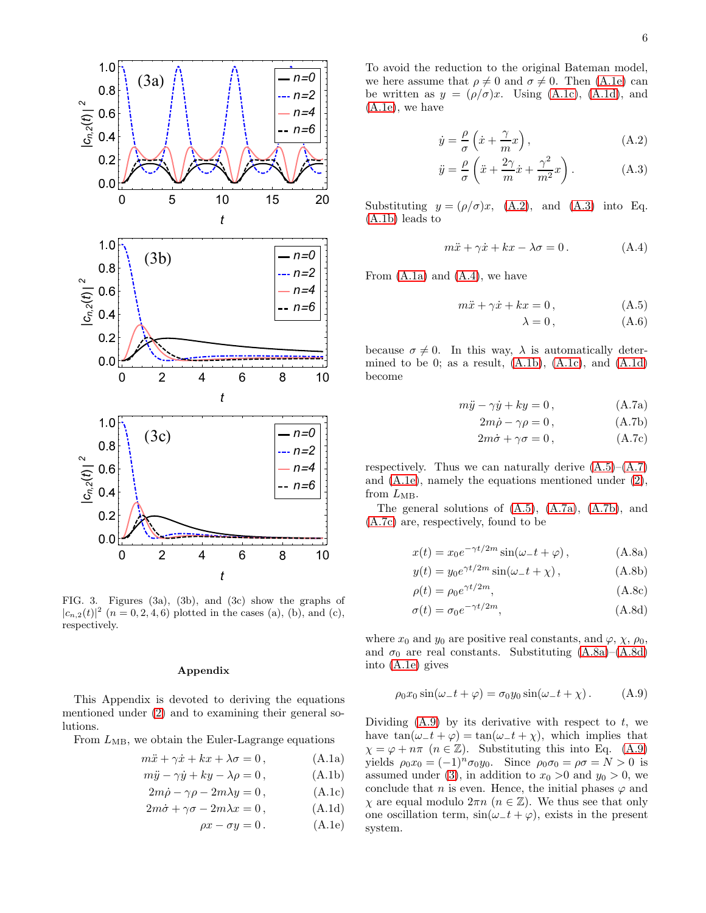FIG. 3. Figures (3a), (3b), and (3c) show the graphs of $|c_{n,2}(t)|^2$ ($n = 0, 2, 4, 6$) plotted in the cases (a), (b), and (c), respectively.

## Appendix

This Appendix is devoted to deriving the equations mentioned under (2) and to examining their general solutions.

From $L_{\rm MB}$, we obtain the Euler-Lagrange equations

$$m\ddot{x} + \gamma\dot{x} + kx + \lambda\sigma = 0\,, \tag{A.1a}$$

$$m\ddot{y} - \gamma\dot{y} + ky - \lambda\rho = 0\,, \tag{A.1b}$$

$$2m\dot{\rho} - \gamma\rho - 2m\lambda y = 0\,, \tag{A.1c}$$

$$2m\dot{\sigma} + \gamma\sigma - 2m\lambda x = 0\,, \tag{A.1d}$$

$$\rho x - \sigma y = 0\,. \tag{A.1e}$$

To avoid the reduction to the original Bateman model, we here assume that $\rho \neq 0$ and $\sigma \neq 0$. Then (A.1e) can be written as $y = (\rho/\sigma)x$. Using (A.1c), (A.1d), and (A.1e), we have

$$\dot{y} = \frac{\rho}{\sigma}\left(\dot{x} + \frac{\gamma}{m}x\right), \tag{A.2}$$

$$\ddot{y} = \frac{\rho}{\sigma}\left(\ddot{x} + \frac{2\gamma}{m}\dot{x} + \frac{\gamma^2}{m^2}x\right). \tag{A.3}$$

Substituting $y = (\rho/\sigma)x$, (A.2), and (A.3) into Eq. (A.1b) leads to

$$m\ddot{x} + \gamma\dot{x} + kx - \lambda\sigma = 0\,. \tag{A.4}$$

From (A.1a) and (A.4), we have

$$m\ddot{x} + \gamma\dot{x} + kx = 0\,, \tag{A.5}$$

$$\lambda = 0\,, \tag{A.6}$$

because $\sigma \neq 0$. In this way, $\lambda$ is automatically determined to be 0; as a result, (A.1b), (A.1c), and (A.1d) become

$$m\ddot{y} - \gamma\dot{y} + ky = 0\,, \tag{A.7a}$$

$$2m\dot{\rho} - \gamma\rho = 0\,, \tag{A.7b}$$

$$2m\dot{\sigma} + \gamma\sigma = 0\,, \tag{A.7c}$$

respectively. Thus we can naturally derive (A.5)–(A.7) and (A.1e), namely the equations mentioned under (2), from $L_{\rm MB}$.

The general solutions of (A.5), (A.7a), (A.7b), and (A.7c) are, respectively, found to be

$$x(t) = x_0 e^{-\gamma t/2m}\sin(\omega_- t + \varphi)\,, \tag{A.8a}$$

$$y(t) = y_0 e^{\gamma t/2m}\sin(\omega_- t + \chi)\,, \tag{A.8b}$$

$$\rho(t) = \rho_0 e^{\gamma t/2m}, \tag{A.8c}$$

$$\sigma(t) = \sigma_0 e^{-\gamma t/2m}, \tag{A.8d}$$

where $x_0$ and $y_0$ are positive real constants, and $\varphi$, $\chi$, $\rho_0$, and $\sigma_0$ are real constants. Substituting (A.8a)–(A.8d) into (A.1e) gives

$$\rho_0 x_0 \sin(\omega_- t + \varphi) = \sigma_0 y_0 \sin(\omega_- t + \chi)\,. \tag{A.9}$$

Dividing (A.9) by its derivative with respect to $t$, we have $\tan(\omega_- t + \varphi) = \tan(\omega_- t + \chi)$, which implies that $\chi = \varphi + n\pi$ ($n \in \mathbb{Z}$). Substituting this into Eq. (A.9) yields $\rho_0 x_0 = (-1)^n \sigma_0 y_0$. Since $\rho_0\sigma_0 = \rho\sigma = N > 0$ is assumed under (3), in addition to $x_0 > 0$ and $y_0 > 0$, we conclude that $n$ is even. Hence, the initial phases $\varphi$ and $\chi$ are equal modulo $2\pi n$ ($n \in \mathbb{Z}$). We thus see that only one oscillation term, $\sin(\omega_- t + \varphi)$, exists in the present system.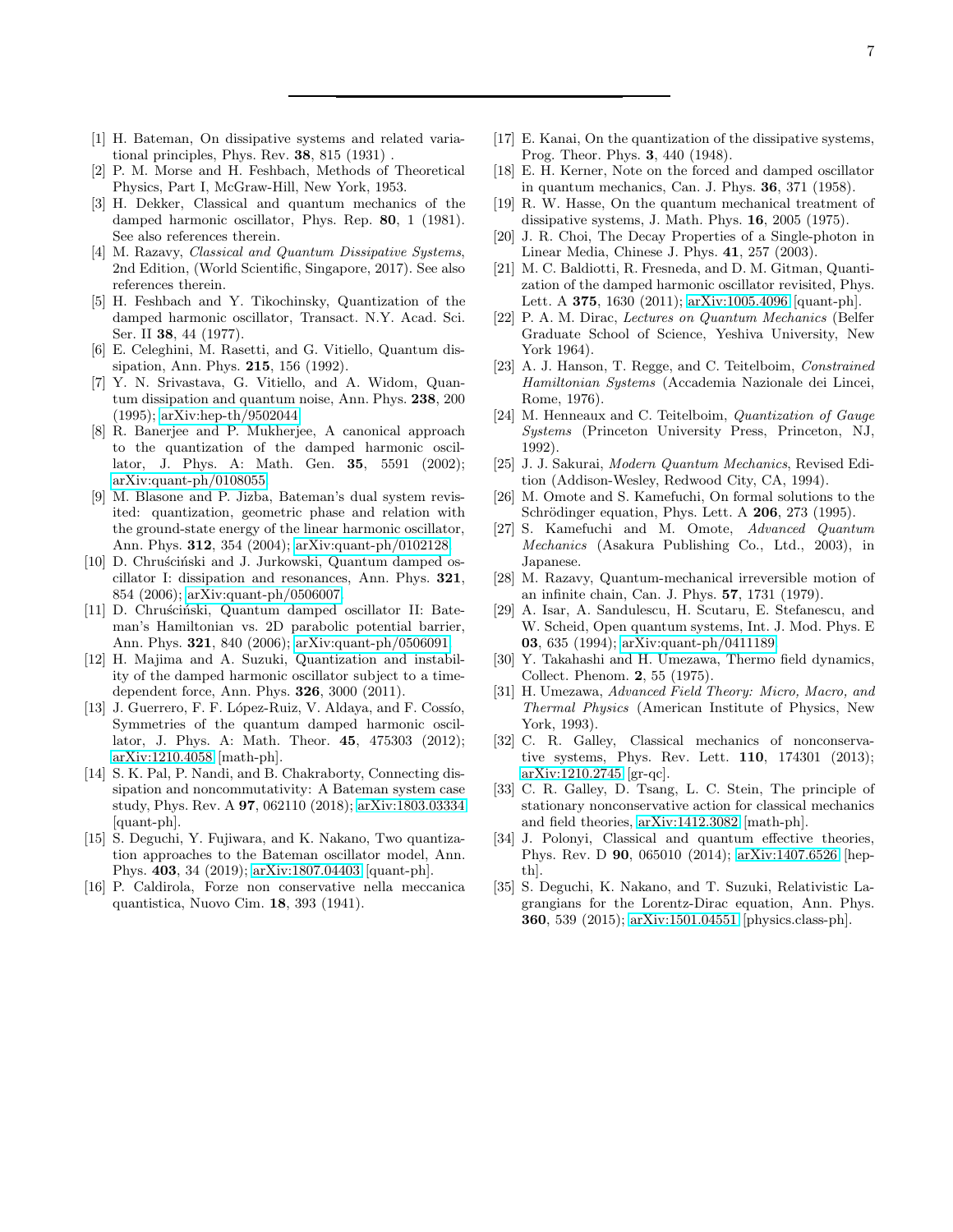[1] H. Bateman, On dissipative systems and related variational principles, Phys. Rev. **38**, 815 (1931) .

[2] P. M. Morse and H. Feshbach, Methods of Theoretical Physics, Part I, McGraw-Hill, New York, 1953.

[3] H. Dekker, Classical and quantum mechanics of the damped harmonic oscillator, Phys. Rep. **80**, 1 (1981). See also references therein.

[4] M. Razavy, *Classical and Quantum Dissipative Systems*, 2nd Edition, (World Scientific, Singapore, 2017). See also references therein.

[5] H. Feshbach and Y. Tikochinsky, Quantization of the damped harmonic oscillator, Transact. N.Y. Acad. Sci. Ser. II **38**, 44 (1977).

[6] E. Celeghini, M. Rasetti, and G. Vitiello, Quantum dissipation, Ann. Phys. **215**, 156 (1992).

[7] Y. N. Srivastava, G. Vitiello, and A. Widom, Quantum dissipation and quantum noise, Ann. Phys. **238**, 200 (1995); arXiv:hep-th/9502044.

[8] R. Banerjee and P. Mukherjee, A canonical approach to the quantization of the damped harmonic oscillator, J. Phys. A: Math. Gen. **35**, 5591 (2002); arXiv:quant-ph/0108055.

[9] M. Blasone and P. Jizba, Bateman's dual system revisited: quantization, geometric phase and relation with the ground-state energy of the linear harmonic oscillator, Ann. Phys. **312**, 354 (2004); arXiv:quant-ph/0102128.

[10] D. Chruściński and J. Jurkowski, Quantum damped oscillator I: dissipation and resonances, Ann. Phys. **321**, 854 (2006); arXiv:quant-ph/0506007.

[11] D. Chruściński, Quantum damped oscillator II: Bateman's Hamiltonian vs. 2D parabolic potential barrier, Ann. Phys. **321**, 840 (2006); arXiv:quant-ph/0506091.

[12] H. Majima and A. Suzuki, Quantization and instability of the damped harmonic oscillator subject to a time-dependent force, Ann. Phys. **326**, 3000 (2011).

[13] J. Guerrero, F. F. López-Ruiz, V. Aldaya, and F. Cossío, Symmetries of the quantum damped harmonic oscillator, J. Phys. A: Math. Theor. **45**, 475303 (2012); arXiv:1210.4058 [math-ph].

[14] S. K. Pal, P. Nandi, and B. Chakraborty, Connecting dissipation and noncommutativity: A Bateman system case study, Phys. Rev. A **97**, 062110 (2018); arXiv:1803.03334 [quant-ph].

[15] S. Deguchi, Y. Fujiwara, and K. Nakano, Two quantization approaches to the Bateman oscillator model, Ann. Phys. **403**, 34 (2019); arXiv:1807.04403 [quant-ph].

[16] P. Caldirola, Forze non conservative nella meccanica quantistica, Nuovo Cim. **18**, 393 (1941).

[17] E. Kanai, On the quantization of the dissipative systems, Prog. Theor. Phys. **3**, 440 (1948).

[18] E. H. Kerner, Note on the forced and damped oscillator in quantum mechanics, Can. J. Phys. **36**, 371 (1958).

[19] R. W. Hasse, On the quantum mechanical treatment of dissipative systems, J. Math. Phys. **16**, 2005 (1975).

[20] J. R. Choi, The Decay Properties of a Single-photon in Linear Media, Chinese J. Phys. **41**, 257 (2003).

[21] M. C. Baldiotti, R. Fresneda, and D. M. Gitman, Quantization of the damped harmonic oscillator revisited, Phys. Lett. A **375**, 1630 (2011); arXiv:1005.4096 [quant-ph].

[22] P. A. M. Dirac, *Lectures on Quantum Mechanics* (Belfer Graduate School of Science, Yeshiva University, New York 1964).

[23] A. J. Hanson, T. Regge, and C. Teitelboim, *Constrained Hamiltonian Systems* (Accademia Nazionale dei Lincei, Rome, 1976).

[24] M. Henneaux and C. Teitelboim, *Quantization of Gauge Systems* (Princeton University Press, Princeton, NJ, 1992).

[25] J. J. Sakurai, *Modern Quantum Mechanics*, Revised Edition (Addison-Wesley, Redwood City, CA, 1994).

[26] M. Omote and S. Kamefuchi, On formal solutions to the Schrödinger equation, Phys. Lett. A **206**, 273 (1995).

[27] S. Kamefuchi and M. Omote, *Advanced Quantum Mechanics* (Asakura Publishing Co., Ltd., 2003), in Japanese.

[28] M. Razavy, Quantum-mechanical irreversible motion of an infinite chain, Can. J. Phys. **57**, 1731 (1979).

[29] A. Isar, A. Sandulescu, H. Scutaru, E. Stefanescu, and W. Scheid, Open quantum systems, Int. J. Mod. Phys. E **03**, 635 (1994); arXiv:quant-ph/0411189.

[30] Y. Takahashi and H. Umezawa, Thermo field dynamics, Collect. Phenom. **2**, 55 (1975).

[31] H. Umezawa, *Advanced Field Theory: Micro, Macro, and Thermal Physics* (American Institute of Physics, New York, 1993).

[32] C. R. Galley, Classical mechanics of nonconservative systems, Phys. Rev. Lett. **110**, 174301 (2013); arXiv:1210.2745 [gr-qc].

[33] C. R. Galley, D. Tsang, L. C. Stein, The principle of stationary nonconservative action for classical mechanics and field theories, arXiv:1412.3082 [math-ph].

[34] J. Polonyi, Classical and quantum effective theories, Phys. Rev. D **90**, 065010 (2014); arXiv:1407.6526 [hep-th].

[35] S. Deguchi, K. Nakano, and T. Suzuki, Relativistic Lagrangians for the Lorentz-Dirac equation, Ann. Phys. **360**, 539 (2015); arXiv:1501.04551 [physics.class-ph].